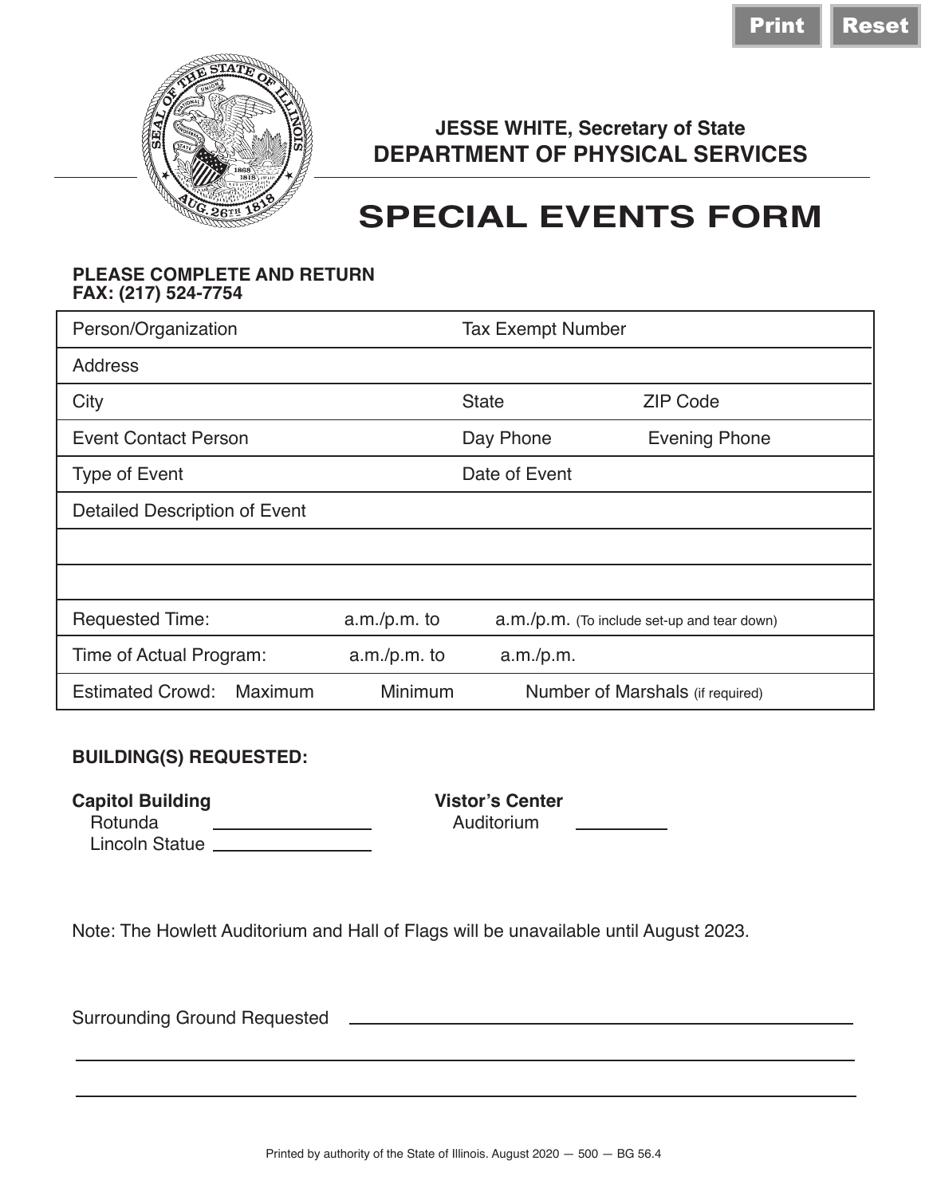Print Reset

**JESSE WHITE, Secretary of State**
**DEPARTMENT OF PHYSICAL SERVICES**

# SPECIAL EVENTS FORM

**PLEASE COMPLETE AND RETURN**
**FAX: (217) 524-7754**

| | | | |
|---|---|---|---|
| Person/Organization | | Tax Exempt Number | |
| Address | | | |
| City | | State | ZIP Code |
| Event Contact Person | | Day Phone | Evening Phone |
| Type of Event | | Date of Event | |
| Detailed Description of Event | | | |
| | | | |
| | | | |
| Requested Time: | a.m./p.m. to | a.m./p.m. (To include set-up and tear down) | |
| Time of Actual Program: | a.m./p.m. to | a.m./p.m. | |
| Estimated Crowd: Maximum | Minimum | Number of Marshals (if required) | |

**BUILDING(S) REQUESTED:**

**Capitol Building**
Rotunda ________________
Lincoln Statue ________________

**Vistor's Center**
Auditorium __________

Note: The Howlett Auditorium and Hall of Flags will be unavailable until August 2023.

Surrounding Ground Requested ________________________________________________

______________________________________________________________________

______________________________________________________________________

Printed by authority of the State of Illinois. August 2020 — 500 — BG 56.4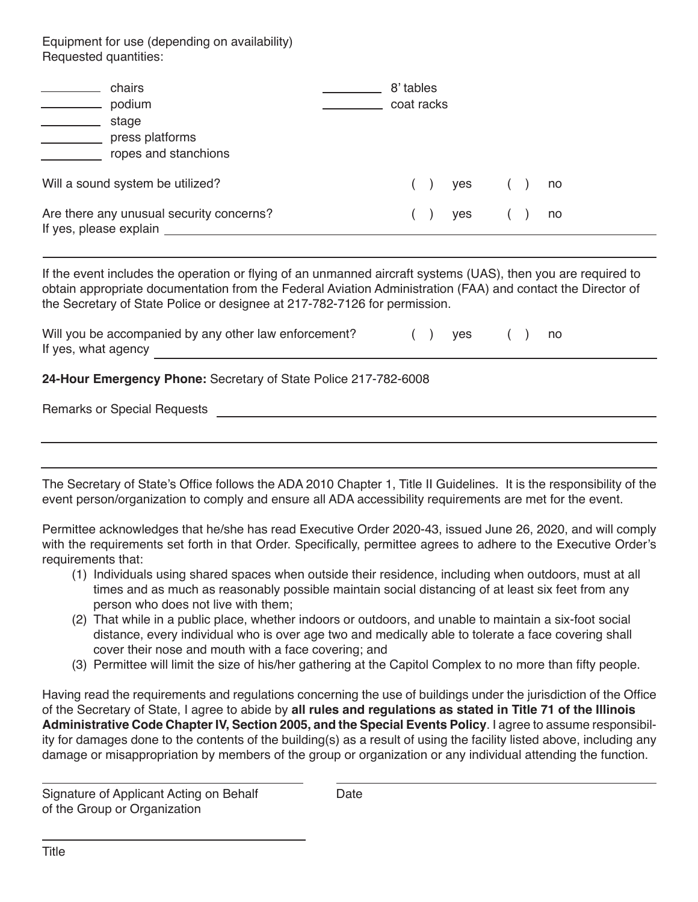Equipment for use (depending on availability)
Requested quantities:

| | | | |
|---|---|---|---|
| ________ | chairs | ________ | 8' tables |
| ________ | podium | ________ | coat racks |
| ________ | stage | | |
| ________ | press platforms | | |
| ________ | ropes and stanchions | | |

Will a sound system be utilized? ( ) yes ( ) no

Are there any unusual security concerns? ( ) yes ( ) no
If yes, please explain ______________________________

If the event includes the operation or flying of an unmanned aircraft systems (UAS), then you are required to obtain appropriate documentation from the Federal Aviation Administration (FAA) and contact the Director of the Secretary of State Police or designee at 217-782-7126 for permission.

Will you be accompanied by any other law enforcement? ( ) yes ( ) no
If yes, what agency ______________________________

**24-Hour Emergency Phone:** Secretary of State Police 217-782-6008

Remarks or Special Requests ______________________________

The Secretary of State's Office follows the ADA 2010 Chapter 1, Title II Guidelines. It is the responsibility of the event person/organization to comply and ensure all ADA accessibility requirements are met for the event.

Permittee acknowledges that he/she has read Executive Order 2020-43, issued June 26, 2020, and will comply with the requirements set forth in that Order. Specifically, permittee agrees to adhere to the Executive Order's requirements that:

(1) Individuals using shared spaces when outside their residence, including when outdoors, must at all times and as much as reasonably possible maintain social distancing of at least six feet from any person who does not live with them;
(2) That while in a public place, whether indoors or outdoors, and unable to maintain a six-foot social distance, every individual who is over age two and medically able to tolerate a face covering shall cover their nose and mouth with a face covering; and
(3) Permittee will limit the size of his/her gathering at the Capitol Complex to no more than fifty people.

Having read the requirements and regulations concerning the use of buildings under the jurisdiction of the Office of the Secretary of State, I agree to abide by **all rules and regulations as stated in Title 71 of the Illinois Administrative Code Chapter IV, Section 2005, and the Special Events Policy**. I agree to assume responsibility for damages done to the contents of the building(s) as a result of using the facility listed above, including any damage or misappropriation by members of the group or organization or any individual attending the function.

______________________________
Signature of Applicant Acting on Behalf of the Group or Organization

______________________________
Date

______________________________
Title